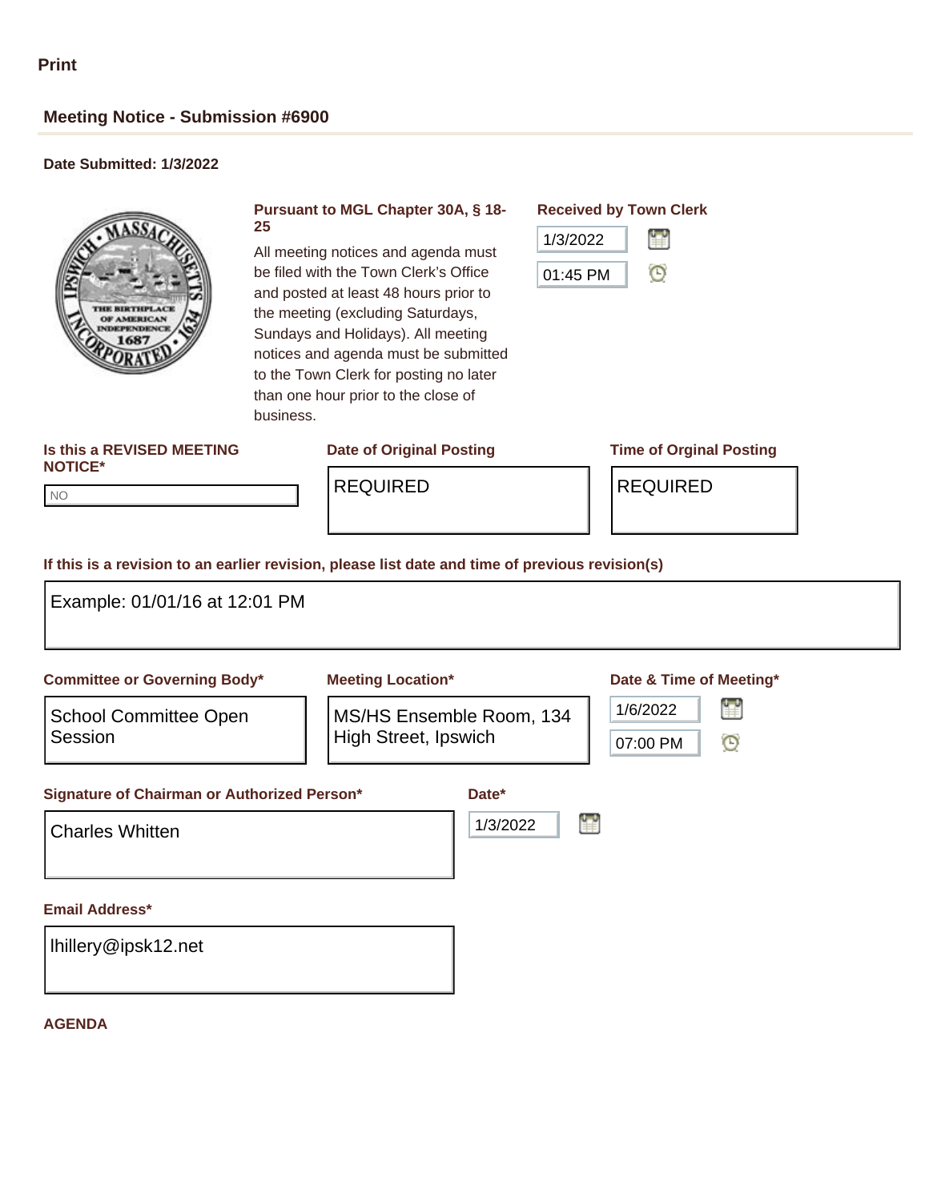Print

## Meeting Notice - Submission #6900

**Date Submitted: 1/3/2022**

**Pursuant to MGL Chapter 30A, § 18-25**

All meeting notices and agenda must be filed with the Town Clerk's Office and posted at least 48 hours prior to the meeting (excluding Saturdays, Sundays and Holidays). All meeting notices and agenda must be submitted to the Town Clerk for posting no later than one hour prior to the close of business.

**Received by Town Clerk**

1/3/2022

01:45 PM

**Is this a REVISED MEETING NOTICE***

NO

**Date of Original Posting**

REQUIRED

**Time of Orginal Posting**

REQUIRED

**If this is a revision to an earlier revision, please list date and time of previous revision(s)**

Example: 01/01/16 at 12:01 PM

**Committee or Governing Body***

School Committee Open Session

**Meeting Location***

MS/HS Ensemble Room, 134 High Street, Ipswich

**Date & Time of Meeting***

1/6/2022

07:00 PM

**Signature of Chairman or Authorized Person***

Charles Whitten

**Date***

1/3/2022

**Email Address***

lhillery@ipsk12.net

**AGENDA**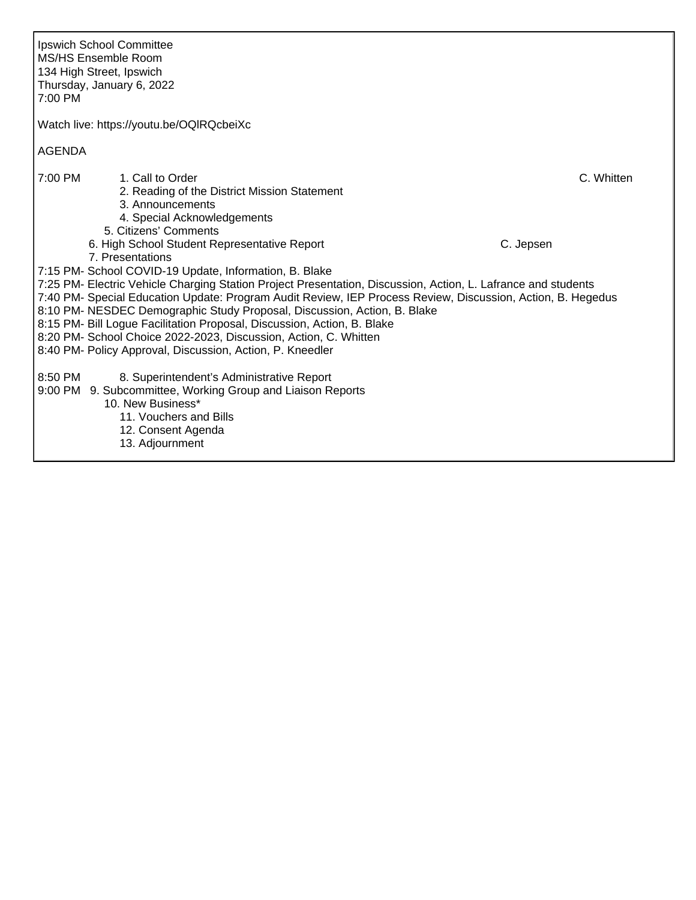Ipswich School Committee
MS/HS Ensemble Room
134 High Street, Ipswich
Thursday, January 6, 2022
7:00 PM

Watch live: https://youtu.be/OQlRQcbeiXc

AGENDA

7:00 PM
1. Call to Order — C. Whitten
2. Reading of the District Mission Statement
3. Announcements
4. Special Acknowledgements
5. Citizens' Comments
6. High School Student Representative Report — C. Jepsen
7. Presentations

7:15 PM- School COVID-19 Update, Information, B. Blake
7:25 PM- Electric Vehicle Charging Station Project Presentation, Discussion, Action, L. Lafrance and students
7:40 PM- Special Education Update: Program Audit Review, IEP Process Review, Discussion, Action, B. Hegedus
8:10 PM- NESDEC Demographic Study Proposal, Discussion, Action, B. Blake
8:15 PM- Bill Logue Facilitation Proposal, Discussion, Action, B. Blake
8:20 PM- School Choice 2022-2023, Discussion, Action, C. Whitten
8:40 PM- Policy Approval, Discussion, Action, P. Kneedler

8:50 PM 8. Superintendent's Administrative Report
9:00 PM 9. Subcommittee, Working Group and Liaison Reports
10. New Business*
11. Vouchers and Bills
12. Consent Agenda
13. Adjournment